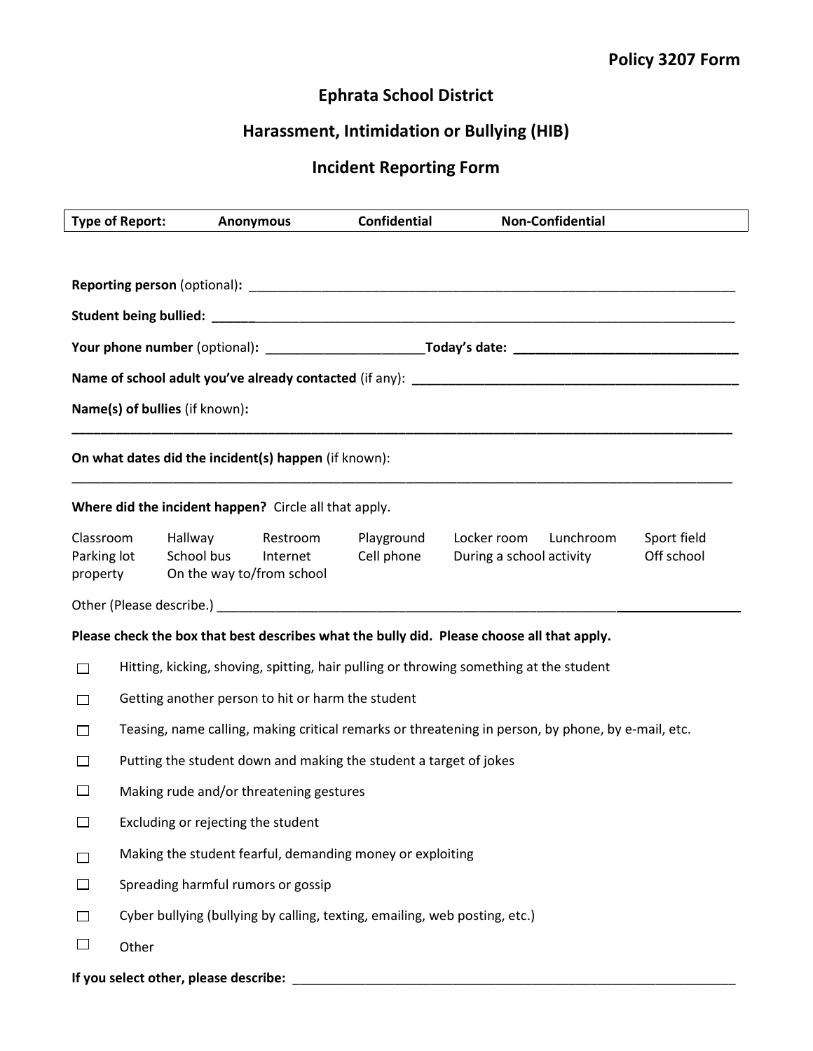**Policy 3207 Form**

# Ephrata School District

## Harassment, Intimidation or Bullying (HIB)

## Incident Reporting Form

| **Type of Report:** | **Anonymous** | **Confidential** | **Non-Confidential** |
|---|---|---|---|

**Reporting person** (optional)**:** ______________________________________________________________________

**Student being bullied:** ______________________________________________________________________________

**Your phone number** (optional)**:** _____________________**Today's date:** _______________________________

**Name of school adult you've already contacted** (if any): ______________________________________________

**Name(s) of bullies** (if known)**:**

______________________________________________________________________________________________

**On what dates did the incident(s) happen** (if known):

______________________________________________________________________________________________

**Where did the incident happen?** Circle all that apply.

Classroom    Hallway    Restroom    Playground    Locker room    Lunchroom    Sport field
Parking lot    School bus    Internet    Cell phone    During a school activity    Off school property
On the way to/from school

Other (Please describe.) ________________________________________________________________________

**Please check the box that best describes what the bully did. Please choose all that apply.**

- ☐ Hitting, kicking, shoving, spitting, hair pulling or throwing something at the student
- ☐ Getting another person to hit or harm the student
- ☐ Teasing, name calling, making critical remarks or threatening in person, by phone, by e-mail, etc.
- ☐ Putting the student down and making the student a target of jokes
- ☐ Making rude and/or threatening gestures
- ☐ Excluding or rejecting the student
- ☐ Making the student fearful, demanding money or exploiting
- ☐ Spreading harmful rumors or gossip
- ☐ Cyber bullying (bullying by calling, texting, emailing, web posting, etc.)
- ☐ Other

**If you select other, please describe:** ______________________________________________________________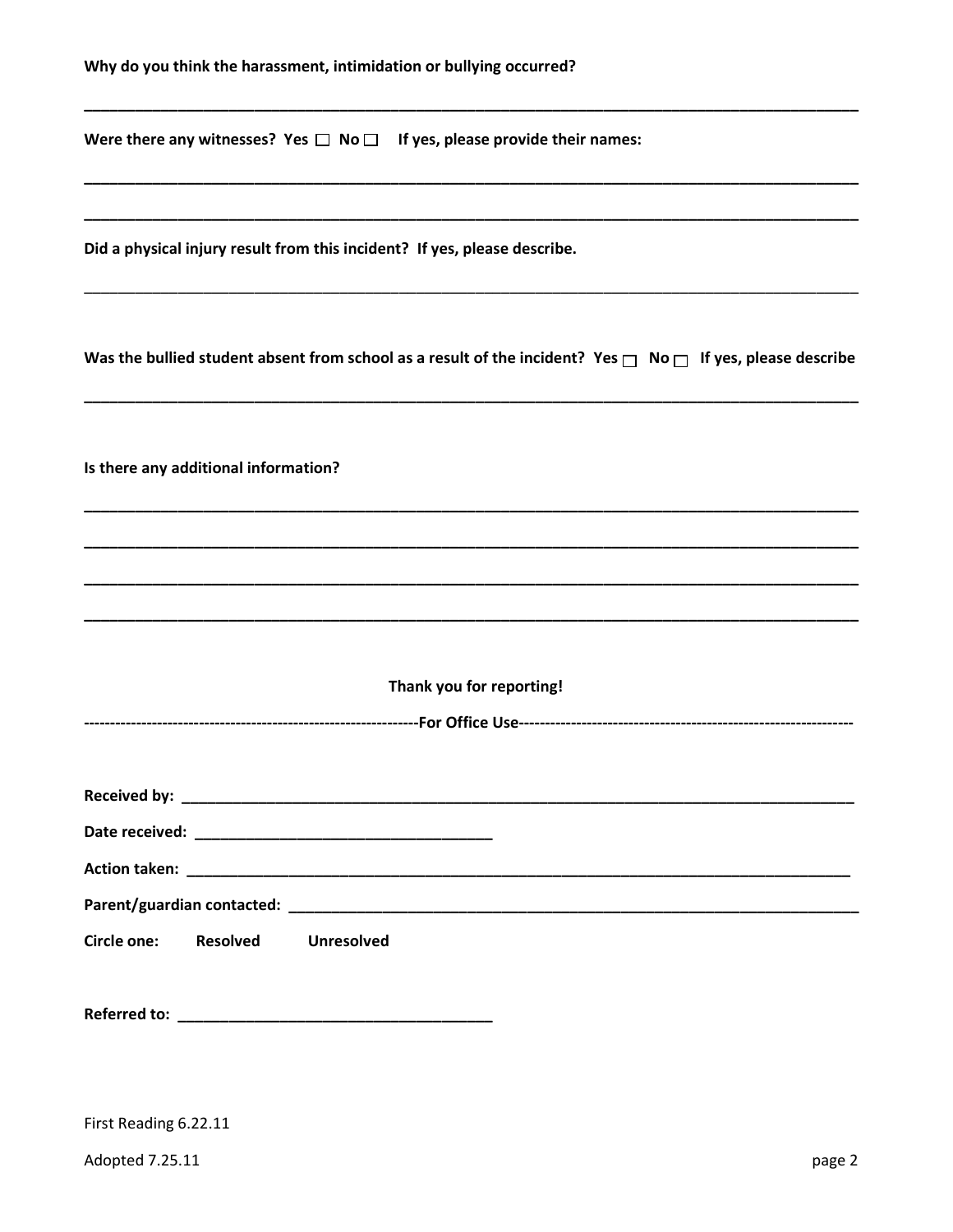**Why do you think the harassment, intimidation or bullying occurred?**

___________________________________________________________________________________________

**Were there any witnesses? Yes ☐ No ☐ If yes, please provide their names:**

___________________________________________________________________________________________

___________________________________________________________________________________________

**Did a physical injury result from this incident? If yes, please describe.**

___________________________________________________________________________________________

**Was the bullied student absent from school as a result of the incident? Yes ☐ No ☐ If yes, please describe**

___________________________________________________________________________________________

**Is there any additional information?**

___________________________________________________________________________________________

___________________________________________________________________________________________

___________________________________________________________________________________________

___________________________________________________________________________________________

**Thank you for reporting!**

**----------------------------------------------------------------For Office Use----------------------------------------------------------------**

**Received by:** ___________________________________________________________________________

**Date received:** __________________________________

**Action taken:** __________________________________________________________________________

**Parent/guardian contacted:** _______________________________________________________________

**Circle one: Resolved Unresolved**

**Referred to:** ____________________________________

First Reading 6.22.11

Adopted 7.25.11